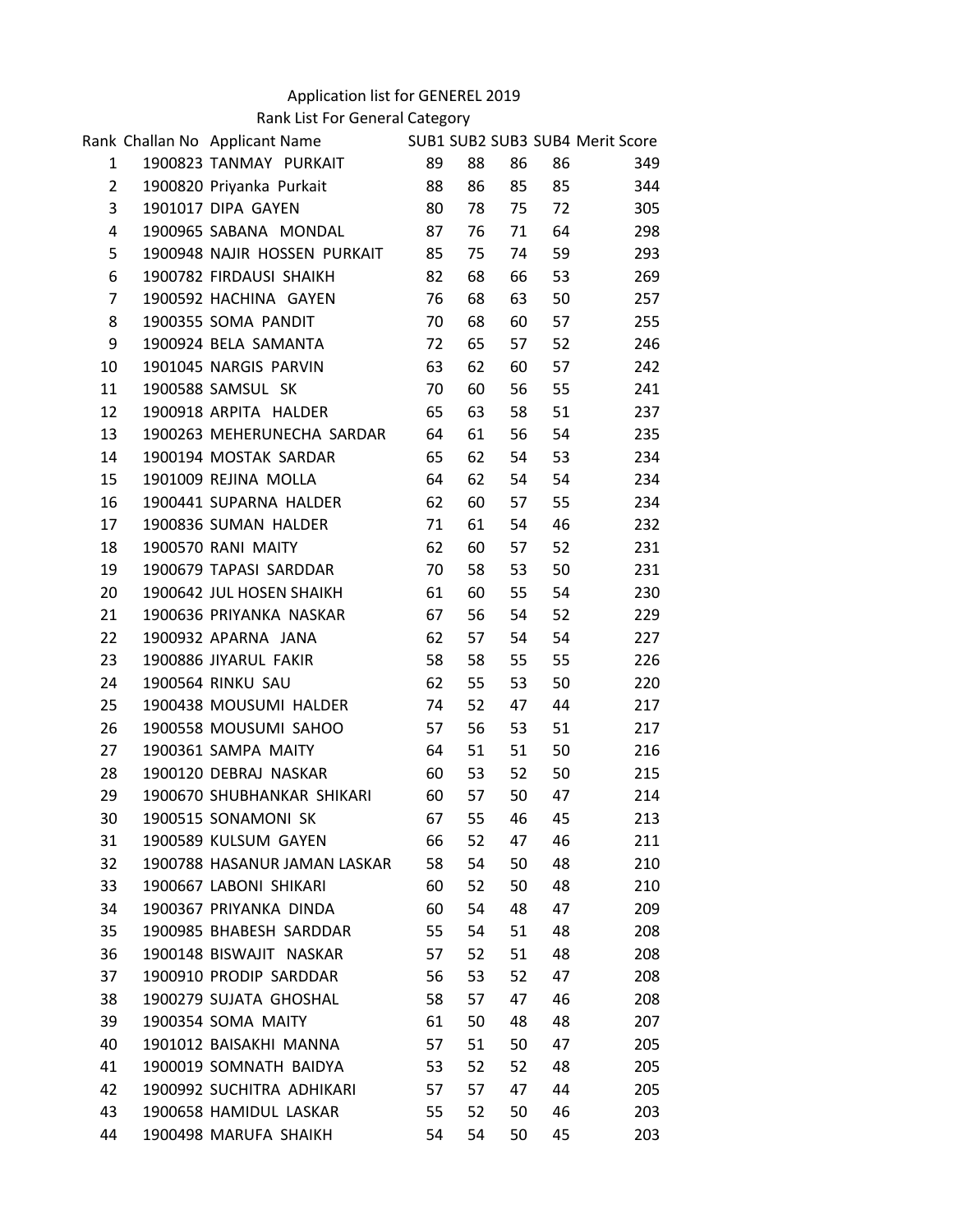# Application list for GENEREL 2019

## Rank List For General Category

| Rank | Challan No | Applicant Name | SUB1 | SUB2 | SUB3 | SUB4 | Merit Score |
|---|---|---|---|---|---|---|---|
| 1 | 1900823 | TANMAY PURKAIT | 89 | 88 | 86 | 86 | 349 |
| 2 | 1900820 | Priyanka Purkait | 88 | 86 | 85 | 85 | 344 |
| 3 | 1901017 | DIPA GAYEN | 80 | 78 | 75 | 72 | 305 |
| 4 | 1900965 | SABANA MONDAL | 87 | 76 | 71 | 64 | 298 |
| 5 | 1900948 | NAJIR HOSSEN PURKAIT | 85 | 75 | 74 | 59 | 293 |
| 6 | 1900782 | FIRDAUSI SHAIKH | 82 | 68 | 66 | 53 | 269 |
| 7 | 1900592 | HACHINA GAYEN | 76 | 68 | 63 | 50 | 257 |
| 8 | 1900355 | SOMA PANDIT | 70 | 68 | 60 | 57 | 255 |
| 9 | 1900924 | BELA SAMANTA | 72 | 65 | 57 | 52 | 246 |
| 10 | 1901045 | NARGIS PARVIN | 63 | 62 | 60 | 57 | 242 |
| 11 | 1900588 | SAMSUL SK | 70 | 60 | 56 | 55 | 241 |
| 12 | 1900918 | ARPITA HALDER | 65 | 63 | 58 | 51 | 237 |
| 13 | 1900263 | MEHERUNECHA SARDAR | 64 | 61 | 56 | 54 | 235 |
| 14 | 1900194 | MOSTAK SARDAR | 65 | 62 | 54 | 53 | 234 |
| 15 | 1901009 | REJINA MOLLA | 64 | 62 | 54 | 54 | 234 |
| 16 | 1900441 | SUPARNA HALDER | 62 | 60 | 57 | 55 | 234 |
| 17 | 1900836 | SUMAN HALDER | 71 | 61 | 54 | 46 | 232 |
| 18 | 1900570 | RANI MAITY | 62 | 60 | 57 | 52 | 231 |
| 19 | 1900679 | TAPASI SARDDAR | 70 | 58 | 53 | 50 | 231 |
| 20 | 1900642 | JUL HOSEN SHAIKH | 61 | 60 | 55 | 54 | 230 |
| 21 | 1900636 | PRIYANKA NASKAR | 67 | 56 | 54 | 52 | 229 |
| 22 | 1900932 | APARNA JANA | 62 | 57 | 54 | 54 | 227 |
| 23 | 1900886 | JIYARUL FAKIR | 58 | 58 | 55 | 55 | 226 |
| 24 | 1900564 | RINKU SAU | 62 | 55 | 53 | 50 | 220 |
| 25 | 1900438 | MOUSUMI HALDER | 74 | 52 | 47 | 44 | 217 |
| 26 | 1900558 | MOUSUMI SAHOO | 57 | 56 | 53 | 51 | 217 |
| 27 | 1900361 | SAMPA MAITY | 64 | 51 | 51 | 50 | 216 |
| 28 | 1900120 | DEBRAJ NASKAR | 60 | 53 | 52 | 50 | 215 |
| 29 | 1900670 | SHUBHANKAR SHIKARI | 60 | 57 | 50 | 47 | 214 |
| 30 | 1900515 | SONAMONI SK | 67 | 55 | 46 | 45 | 213 |
| 31 | 1900589 | KULSUM GAYEN | 66 | 52 | 47 | 46 | 211 |
| 32 | 1900788 | HASANUR JAMAN LASKAR | 58 | 54 | 50 | 48 | 210 |
| 33 | 1900667 | LABONI SHIKARI | 60 | 52 | 50 | 48 | 210 |
| 34 | 1900367 | PRIYANKA DINDA | 60 | 54 | 48 | 47 | 209 |
| 35 | 1900985 | BHABESH SARDDAR | 55 | 54 | 51 | 48 | 208 |
| 36 | 1900148 | BISWAJIT NASKAR | 57 | 52 | 51 | 48 | 208 |
| 37 | 1900910 | PRODIP SARDDAR | 56 | 53 | 52 | 47 | 208 |
| 38 | 1900279 | SUJATA GHOSHAL | 58 | 57 | 47 | 46 | 208 |
| 39 | 1900354 | SOMA MAITY | 61 | 50 | 48 | 48 | 207 |
| 40 | 1901012 | BAISAKHI MANNA | 57 | 51 | 50 | 47 | 205 |
| 41 | 1900019 | SOMNATH BAIDYA | 53 | 52 | 52 | 48 | 205 |
| 42 | 1900992 | SUCHITRA ADHIKARI | 57 | 57 | 47 | 44 | 205 |
| 43 | 1900658 | HAMIDUL LASKAR | 55 | 52 | 50 | 46 | 203 |
| 44 | 1900498 | MARUFA SHAIKH | 54 | 54 | 50 | 45 | 203 |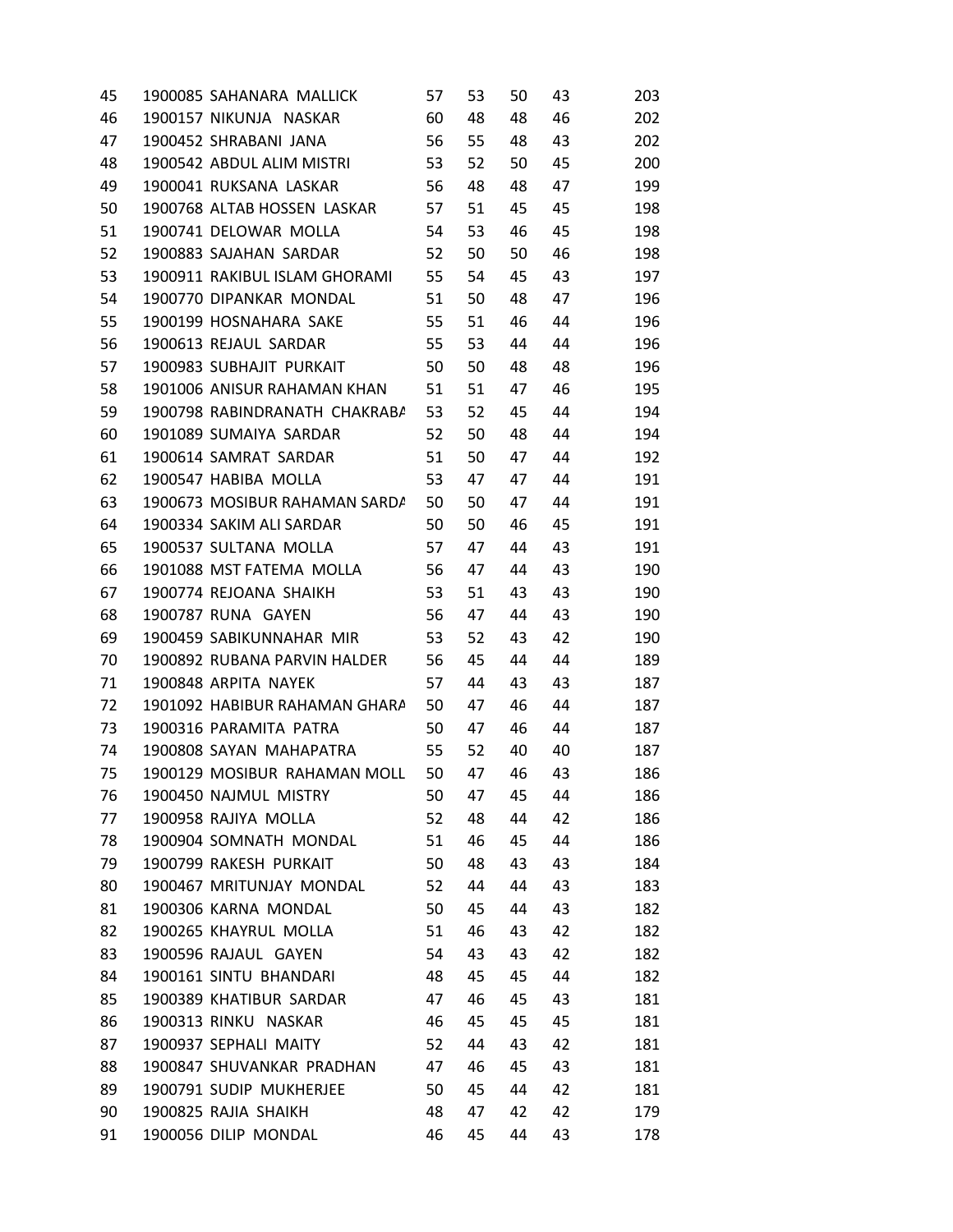| | | | | | | |
|---|---|---|---|---|---|---|
| 45 | 1900085 SAHANARA MALLICK | 57 | 53 | 50 | 43 | 203 |
| 46 | 1900157 NIKUNJA NASKAR | 60 | 48 | 48 | 46 | 202 |
| 47 | 1900452 SHRABANI JANA | 56 | 55 | 48 | 43 | 202 |
| 48 | 1900542 ABDUL ALIM MISTRI | 53 | 52 | 50 | 45 | 200 |
| 49 | 1900041 RUKSANA LASKAR | 56 | 48 | 48 | 47 | 199 |
| 50 | 1900768 ALTAB HOSSEN LASKAR | 57 | 51 | 45 | 45 | 198 |
| 51 | 1900741 DELOWAR MOLLA | 54 | 53 | 46 | 45 | 198 |
| 52 | 1900883 SAJAHAN SARDAR | 52 | 50 | 50 | 46 | 198 |
| 53 | 1900911 RAKIBUL ISLAM GHORAMI | 55 | 54 | 45 | 43 | 197 |
| 54 | 1900770 DIPANKAR MONDAL | 51 | 50 | 48 | 47 | 196 |
| 55 | 1900199 HOSNAHARA SAKE | 55 | 51 | 46 | 44 | 196 |
| 56 | 1900613 REJAUL SARDAR | 55 | 53 | 44 | 44 | 196 |
| 57 | 1900983 SUBHAJIT PURKAIT | 50 | 50 | 48 | 48 | 196 |
| 58 | 1901006 ANISUR RAHAMAN KHAN | 51 | 51 | 47 | 46 | 195 |
| 59 | 1900798 RABINDRANATH CHAKRABA | 53 | 52 | 45 | 44 | 194 |
| 60 | 1901089 SUMAIYA SARDAR | 52 | 50 | 48 | 44 | 194 |
| 61 | 1900614 SAMRAT SARDAR | 51 | 50 | 47 | 44 | 192 |
| 62 | 1900547 HABIBA MOLLA | 53 | 47 | 47 | 44 | 191 |
| 63 | 1900673 MOSIBUR RAHAMAN SARDA | 50 | 50 | 47 | 44 | 191 |
| 64 | 1900334 SAKIM ALI SARDAR | 50 | 50 | 46 | 45 | 191 |
| 65 | 1900537 SULTANA MOLLA | 57 | 47 | 44 | 43 | 191 |
| 66 | 1901088 MST FATEMA MOLLA | 56 | 47 | 44 | 43 | 190 |
| 67 | 1900774 REJOANA SHAIKH | 53 | 51 | 43 | 43 | 190 |
| 68 | 1900787 RUNA GAYEN | 56 | 47 | 44 | 43 | 190 |
| 69 | 1900459 SABIKUNNAHAR MIR | 53 | 52 | 43 | 42 | 190 |
| 70 | 1900892 RUBANA PARVIN HALDER | 56 | 45 | 44 | 44 | 189 |
| 71 | 1900848 ARPITA NAYEK | 57 | 44 | 43 | 43 | 187 |
| 72 | 1901092 HABIBUR RAHAMAN GHARA | 50 | 47 | 46 | 44 | 187 |
| 73 | 1900316 PARAMITA PATRA | 50 | 47 | 46 | 44 | 187 |
| 74 | 1900808 SAYAN MAHAPATRA | 55 | 52 | 40 | 40 | 187 |
| 75 | 1900129 MOSIBUR RAHAMAN MOLL | 50 | 47 | 46 | 43 | 186 |
| 76 | 1900450 NAJMUL MISTRY | 50 | 47 | 45 | 44 | 186 |
| 77 | 1900958 RAJIYA MOLLA | 52 | 48 | 44 | 42 | 186 |
| 78 | 1900904 SOMNATH MONDAL | 51 | 46 | 45 | 44 | 186 |
| 79 | 1900799 RAKESH PURKAIT | 50 | 48 | 43 | 43 | 184 |
| 80 | 1900467 MRITUNJAY MONDAL | 52 | 44 | 44 | 43 | 183 |
| 81 | 1900306 KARNA MONDAL | 50 | 45 | 44 | 43 | 182 |
| 82 | 1900265 KHAYRUL MOLLA | 51 | 46 | 43 | 42 | 182 |
| 83 | 1900596 RAJAUL GAYEN | 54 | 43 | 43 | 42 | 182 |
| 84 | 1900161 SINTU BHANDARI | 48 | 45 | 45 | 44 | 182 |
| 85 | 1900389 KHATIBUR SARDAR | 47 | 46 | 45 | 43 | 181 |
| 86 | 1900313 RINKU NASKAR | 46 | 45 | 45 | 45 | 181 |
| 87 | 1900937 SEPHALI MAITY | 52 | 44 | 43 | 42 | 181 |
| 88 | 1900847 SHUVANKAR PRADHAN | 47 | 46 | 45 | 43 | 181 |
| 89 | 1900791 SUDIP MUKHERJEE | 50 | 45 | 44 | 42 | 181 |
| 90 | 1900825 RAJIA SHAIKH | 48 | 47 | 42 | 42 | 179 |
| 91 | 1900056 DILIP MONDAL | 46 | 45 | 44 | 43 | 178 |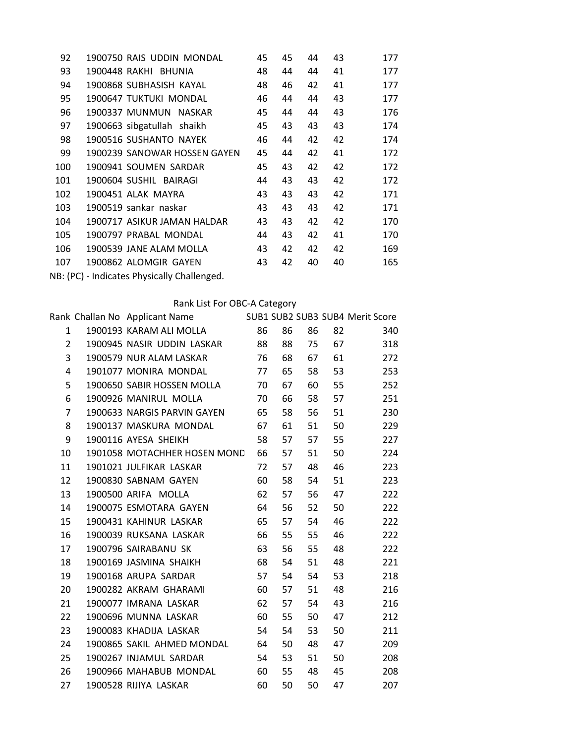| Rank | Challan No | Applicant Name | SUB1 | SUB2 | SUB3 | SUB4 | Merit Score |
|---|---|---|---|---|---|---|---|
| 92 | 1900750 | RAIS UDDIN MONDAL | 45 | 45 | 44 | 43 | 177 |
| 93 | 1900448 | RAKHI BHUNIA | 48 | 44 | 44 | 41 | 177 |
| 94 | 1900868 | SUBHASISH KAYAL | 48 | 46 | 42 | 41 | 177 |
| 95 | 1900647 | TUKTUKI MONDAL | 46 | 44 | 44 | 43 | 177 |
| 96 | 1900337 | MUNMUN NASKAR | 45 | 44 | 44 | 43 | 176 |
| 97 | 1900663 | sibgatullah shaikh | 45 | 43 | 43 | 43 | 174 |
| 98 | 1900516 | SUSHANTO NAYEK | 46 | 44 | 42 | 42 | 174 |
| 99 | 1900239 | SANOWAR HOSSEN GAYEN | 45 | 44 | 42 | 41 | 172 |
| 100 | 1900941 | SOUMEN SARDAR | 45 | 43 | 42 | 42 | 172 |
| 101 | 1900604 | SUSHIL BAIRAGI | 44 | 43 | 43 | 42 | 172 |
| 102 | 1900451 | ALAK MAYRA | 43 | 43 | 43 | 42 | 171 |
| 103 | 1900519 | sankar naskar | 43 | 43 | 43 | 42 | 171 |
| 104 | 1900717 | ASIKUR JAMAN HALDAR | 43 | 43 | 42 | 42 | 170 |
| 105 | 1900797 | PRABAL MONDAL | 44 | 43 | 42 | 41 | 170 |
| 106 | 1900539 | JANE ALAM MOLLA | 43 | 42 | 42 | 42 | 169 |
| 107 | 1900862 | ALOMGIR GAYEN | 43 | 42 | 40 | 40 | 165 |

NB: (PC) - Indicates Physically Challenged.

## Rank List For OBC-A Category

| Rank | Challan No | Applicant Name | SUB1 | SUB2 | SUB3 | SUB4 | Merit Score |
|---|---|---|---|---|---|---|---|
| 1 | 1900193 | KARAM ALI MOLLA | 86 | 86 | 86 | 82 | 340 |
| 2 | 1900945 | NASIR UDDIN LASKAR | 88 | 88 | 75 | 67 | 318 |
| 3 | 1900579 | NUR ALAM LASKAR | 76 | 68 | 67 | 61 | 272 |
| 4 | 1901077 | MONIRA MONDAL | 77 | 65 | 58 | 53 | 253 |
| 5 | 1900650 | SABIR HOSSEN MOLLA | 70 | 67 | 60 | 55 | 252 |
| 6 | 1900926 | MANIRUL MOLLA | 70 | 66 | 58 | 57 | 251 |
| 7 | 1900633 | NARGIS PARVIN GAYEN | 65 | 58 | 56 | 51 | 230 |
| 8 | 1900137 | MASKURA MONDAL | 67 | 61 | 51 | 50 | 229 |
| 9 | 1900116 | AYESA SHEIKH | 58 | 57 | 57 | 55 | 227 |
| 10 | 1901058 | MOTACHHER HOSEN MOND | 66 | 57 | 51 | 50 | 224 |
| 11 | 1901021 | JULFIKAR LASKAR | 72 | 57 | 48 | 46 | 223 |
| 12 | 1900830 | SABNAM GAYEN | 60 | 58 | 54 | 51 | 223 |
| 13 | 1900500 | ARIFA MOLLA | 62 | 57 | 56 | 47 | 222 |
| 14 | 1900075 | ESMOTARA GAYEN | 64 | 56 | 52 | 50 | 222 |
| 15 | 1900431 | KAHINUR LASKAR | 65 | 57 | 54 | 46 | 222 |
| 16 | 1900039 | RUKSANA LASKAR | 66 | 55 | 55 | 46 | 222 |
| 17 | 1900796 | SAIRABANU SK | 63 | 56 | 55 | 48 | 222 |
| 18 | 1900169 | JASMINA SHAIKH | 68 | 54 | 51 | 48 | 221 |
| 19 | 1900168 | ARUPA SARDAR | 57 | 54 | 54 | 53 | 218 |
| 20 | 1900282 | AKRAM GHARAMI | 60 | 57 | 51 | 48 | 216 |
| 21 | 1900077 | IMRANA LASKAR | 62 | 57 | 54 | 43 | 216 |
| 22 | 1900696 | MUNNA LASKAR | 60 | 55 | 50 | 47 | 212 |
| 23 | 1900083 | KHADIJA LASKAR | 54 | 54 | 53 | 50 | 211 |
| 24 | 1900865 | SAKIL AHMED MONDAL | 64 | 50 | 48 | 47 | 209 |
| 25 | 1900267 | INJAMUL SARDAR | 54 | 53 | 51 | 50 | 208 |
| 26 | 1900966 | MAHABUB MONDAL | 60 | 55 | 48 | 45 | 208 |
| 27 | 1900528 | RIJIYA LASKAR | 60 | 50 | 50 | 47 | 207 |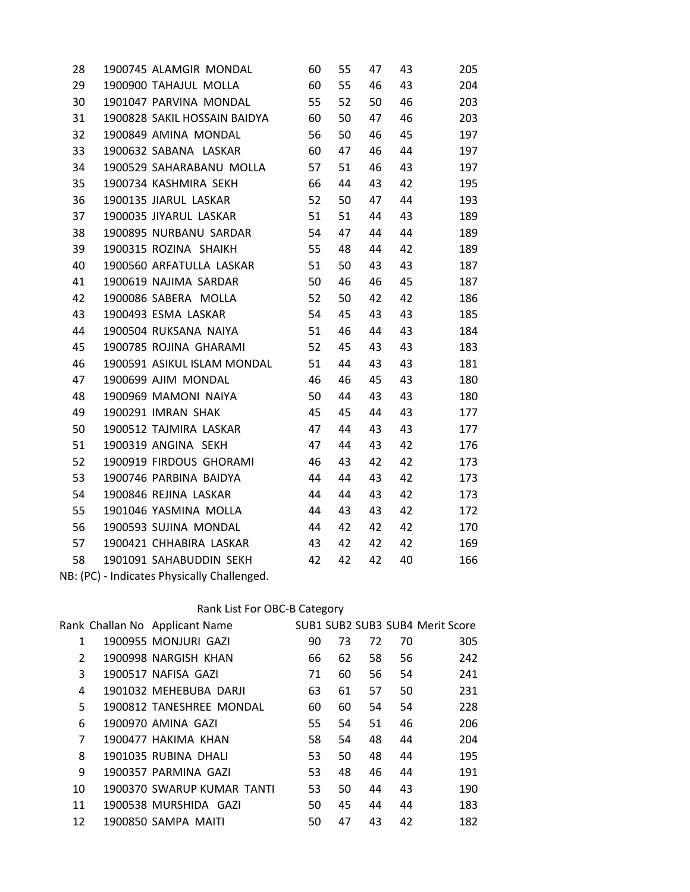| Rank | Challan No | Applicant Name | SUB1 | SUB2 | SUB3 | SUB4 | Merit Score |
|---|---|---|---|---|---|---|---|
| 28 | 1900745 | ALAMGIR MONDAL | 60 | 55 | 47 | 43 | 205 |
| 29 | 1900900 | TAHAJUL MOLLA | 60 | 55 | 46 | 43 | 204 |
| 30 | 1901047 | PARVINA MONDAL | 55 | 52 | 50 | 46 | 203 |
| 31 | 1900828 | SAKIL HOSSAIN BAIDYA | 60 | 50 | 47 | 46 | 203 |
| 32 | 1900849 | AMINA MONDAL | 56 | 50 | 46 | 45 | 197 |
| 33 | 1900632 | SABANA LASKAR | 60 | 47 | 46 | 44 | 197 |
| 34 | 1900529 | SAHARABANU MOLLA | 57 | 51 | 46 | 43 | 197 |
| 35 | 1900734 | KASHMIRA SEKH | 66 | 44 | 43 | 42 | 195 |
| 36 | 1900135 | JIARUL LASKAR | 52 | 50 | 47 | 44 | 193 |
| 37 | 1900035 | JIYARUL LASKAR | 51 | 51 | 44 | 43 | 189 |
| 38 | 1900895 | NURBANU SARDAR | 54 | 47 | 44 | 44 | 189 |
| 39 | 1900315 | ROZINA SHAIKH | 55 | 48 | 44 | 42 | 189 |
| 40 | 1900560 | ARFATULLA LASKAR | 51 | 50 | 43 | 43 | 187 |
| 41 | 1900619 | NAJIMA SARDAR | 50 | 46 | 46 | 45 | 187 |
| 42 | 1900086 | SABERA MOLLA | 52 | 50 | 42 | 42 | 186 |
| 43 | 1900493 | ESMA LASKAR | 54 | 45 | 43 | 43 | 185 |
| 44 | 1900504 | RUKSANA NAIYA | 51 | 46 | 44 | 43 | 184 |
| 45 | 1900785 | ROJINA GHARAMI | 52 | 45 | 43 | 43 | 183 |
| 46 | 1900591 | ASIKUL ISLAM MONDAL | 51 | 44 | 43 | 43 | 181 |
| 47 | 1900699 | AJIM MONDAL | 46 | 46 | 45 | 43 | 180 |
| 48 | 1900969 | MAMONI NAIYA | 50 | 44 | 43 | 43 | 180 |
| 49 | 1900291 | IMRAN SHAK | 45 | 45 | 44 | 43 | 177 |
| 50 | 1900512 | TAJMIRA LASKAR | 47 | 44 | 43 | 43 | 177 |
| 51 | 1900319 | ANGINA SEKH | 47 | 44 | 43 | 42 | 176 |
| 52 | 1900919 | FIRDOUS GHORAMI | 46 | 43 | 42 | 42 | 173 |
| 53 | 1900746 | PARBINA BAIDYA | 44 | 44 | 43 | 42 | 173 |
| 54 | 1900846 | REJINA LASKAR | 44 | 44 | 43 | 42 | 173 |
| 55 | 1901046 | YASMINA MOLLA | 44 | 43 | 43 | 42 | 172 |
| 56 | 1900593 | SUJINA MONDAL | 44 | 42 | 42 | 42 | 170 |
| 57 | 1900421 | CHHABIRA LASKAR | 43 | 42 | 42 | 42 | 169 |
| 58 | 1901091 | SAHABUDDIN SEKH | 42 | 42 | 42 | 40 | 166 |

NB: (PC) - Indicates Physically Challenged.

## Rank List For OBC-B Category

| Rank | Challan No | Applicant Name | SUB1 | SUB2 | SUB3 | SUB4 | Merit Score |
|---|---|---|---|---|---|---|---|
| 1 | 1900955 | MONJURI GAZI | 90 | 73 | 72 | 70 | 305 |
| 2 | 1900998 | NARGISH KHAN | 66 | 62 | 58 | 56 | 242 |
| 3 | 1900517 | NAFISA GAZI | 71 | 60 | 56 | 54 | 241 |
| 4 | 1901032 | MEHEBUBA DARJI | 63 | 61 | 57 | 50 | 231 |
| 5 | 1900812 | TANESHREE MONDAL | 60 | 60 | 54 | 54 | 228 |
| 6 | 1900970 | AMINA GAZI | 55 | 54 | 51 | 46 | 206 |
| 7 | 1900477 | HAKIMA KHAN | 58 | 54 | 48 | 44 | 204 |
| 8 | 1901035 | RUBINA DHALI | 53 | 50 | 48 | 44 | 195 |
| 9 | 1900357 | PARMINA GAZI | 53 | 48 | 46 | 44 | 191 |
| 10 | 1900370 | SWARUP KUMAR TANTI | 53 | 50 | 44 | 43 | 190 |
| 11 | 1900538 | MURSHIDA GAZI | 50 | 45 | 44 | 44 | 183 |
| 12 | 1900850 | SAMPA MAITI | 50 | 47 | 43 | 42 | 182 |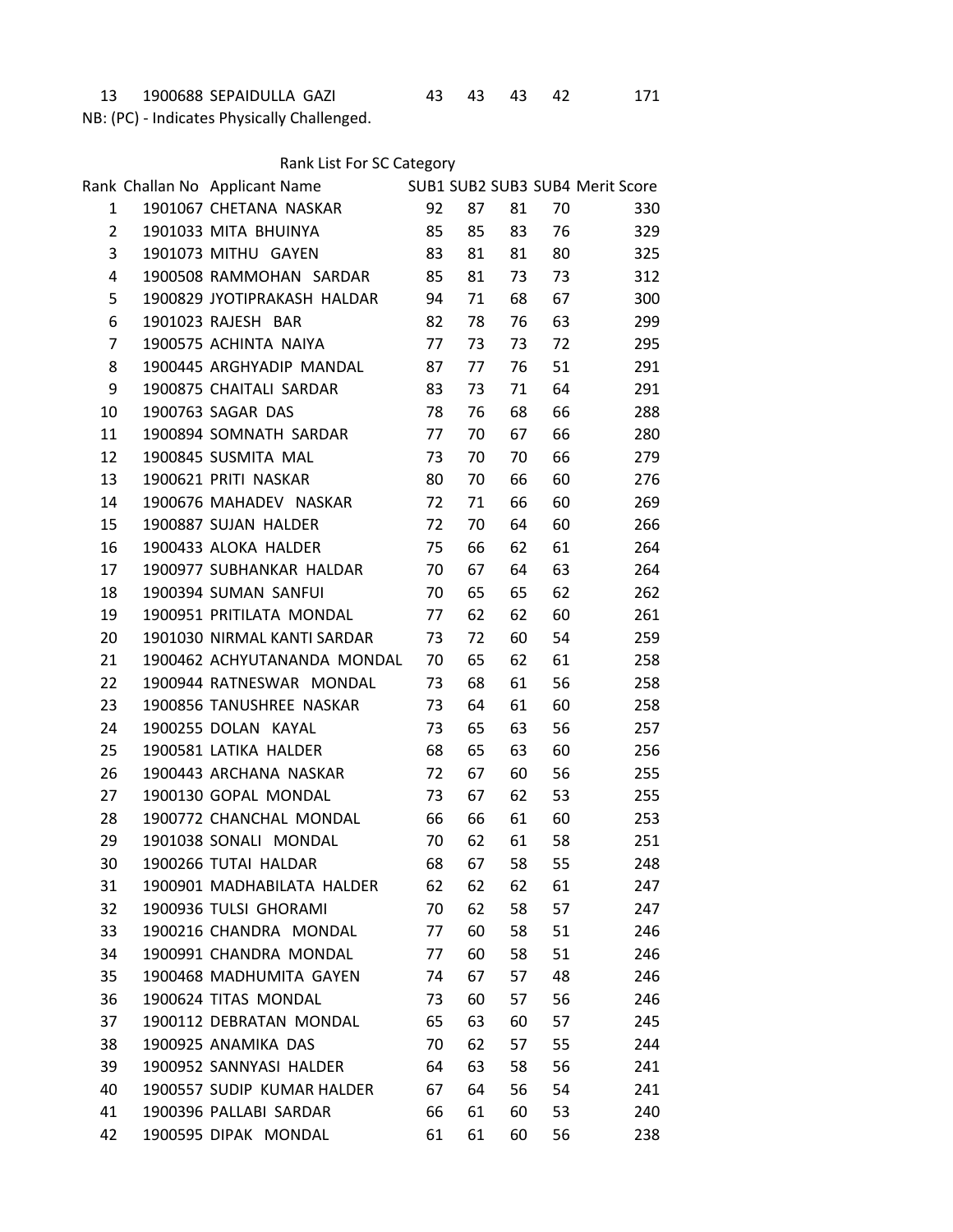| 13 | 1900688 | SEPAIDULLA GAZI | 43 | 43 | 43 | 42 | 171 |
|---|---|---|---|---|---|---|---|

NB: (PC) - Indicates Physically Challenged.

Rank List For SC Category

| Rank | Challan No | Applicant Name | SUB1 | SUB2 | SUB3 | SUB4 | Merit Score |
|---|---|---|---|---|---|---|---|
| 1 | 1901067 | CHETANA NASKAR | 92 | 87 | 81 | 70 | 330 |
| 2 | 1901033 | MITA BHUINYA | 85 | 85 | 83 | 76 | 329 |
| 3 | 1901073 | MITHU GAYEN | 83 | 81 | 81 | 80 | 325 |
| 4 | 1900508 | RAMMOHAN SARDAR | 85 | 81 | 73 | 73 | 312 |
| 5 | 1900829 | JYOTIPRAKASH HALDAR | 94 | 71 | 68 | 67 | 300 |
| 6 | 1901023 | RAJESH BAR | 82 | 78 | 76 | 63 | 299 |
| 7 | 1900575 | ACHINTA NAIYA | 77 | 73 | 73 | 72 | 295 |
| 8 | 1900445 | ARGHYADIP MANDAL | 87 | 77 | 76 | 51 | 291 |
| 9 | 1900875 | CHAITALI SARDAR | 83 | 73 | 71 | 64 | 291 |
| 10 | 1900763 | SAGAR DAS | 78 | 76 | 68 | 66 | 288 |
| 11 | 1900894 | SOMNATH SARDAR | 77 | 70 | 67 | 66 | 280 |
| 12 | 1900845 | SUSMITA MAL | 73 | 70 | 70 | 66 | 279 |
| 13 | 1900621 | PRITI NASKAR | 80 | 70 | 66 | 60 | 276 |
| 14 | 1900676 | MAHADEV NASKAR | 72 | 71 | 66 | 60 | 269 |
| 15 | 1900887 | SUJAN HALDER | 72 | 70 | 64 | 60 | 266 |
| 16 | 1900433 | ALOKA HALDER | 75 | 66 | 62 | 61 | 264 |
| 17 | 1900977 | SUBHANKAR HALDAR | 70 | 67 | 64 | 63 | 264 |
| 18 | 1900394 | SUMAN SANFUI | 70 | 65 | 65 | 62 | 262 |
| 19 | 1900951 | PRITILATA MONDAL | 77 | 62 | 62 | 60 | 261 |
| 20 | 1901030 | NIRMAL KANTI SARDAR | 73 | 72 | 60 | 54 | 259 |
| 21 | 1900462 | ACHYUTANANDA MONDAL | 70 | 65 | 62 | 61 | 258 |
| 22 | 1900944 | RATNESWAR MONDAL | 73 | 68 | 61 | 56 | 258 |
| 23 | 1900856 | TANUSHREE NASKAR | 73 | 64 | 61 | 60 | 258 |
| 24 | 1900255 | DOLAN KAYAL | 73 | 65 | 63 | 56 | 257 |
| 25 | 1900581 | LATIKA HALDER | 68 | 65 | 63 | 60 | 256 |
| 26 | 1900443 | ARCHANA NASKAR | 72 | 67 | 60 | 56 | 255 |
| 27 | 1900130 | GOPAL MONDAL | 73 | 67 | 62 | 53 | 255 |
| 28 | 1900772 | CHANCHAL MONDAL | 66 | 66 | 61 | 60 | 253 |
| 29 | 1901038 | SONALI MONDAL | 70 | 62 | 61 | 58 | 251 |
| 30 | 1900266 | TUTAI HALDAR | 68 | 67 | 58 | 55 | 248 |
| 31 | 1900901 | MADHABILATA HALDER | 62 | 62 | 62 | 61 | 247 |
| 32 | 1900936 | TULSI GHORAMI | 70 | 62 | 58 | 57 | 247 |
| 33 | 1900216 | CHANDRA MONDAL | 77 | 60 | 58 | 51 | 246 |
| 34 | 1900991 | CHANDRA MONDAL | 77 | 60 | 58 | 51 | 246 |
| 35 | 1900468 | MADHUMITA GAYEN | 74 | 67 | 57 | 48 | 246 |
| 36 | 1900624 | TITAS MONDAL | 73 | 60 | 57 | 56 | 246 |
| 37 | 1900112 | DEBRATAN MONDAL | 65 | 63 | 60 | 57 | 245 |
| 38 | 1900925 | ANAMIKA DAS | 70 | 62 | 57 | 55 | 244 |
| 39 | 1900952 | SANNYASI HALDER | 64 | 63 | 58 | 56 | 241 |
| 40 | 1900557 | SUDIP KUMAR HALDER | 67 | 64 | 56 | 54 | 241 |
| 41 | 1900396 | PALLABI SARDAR | 66 | 61 | 60 | 53 | 240 |
| 42 | 1900595 | DIPAK MONDAL | 61 | 61 | 60 | 56 | 238 |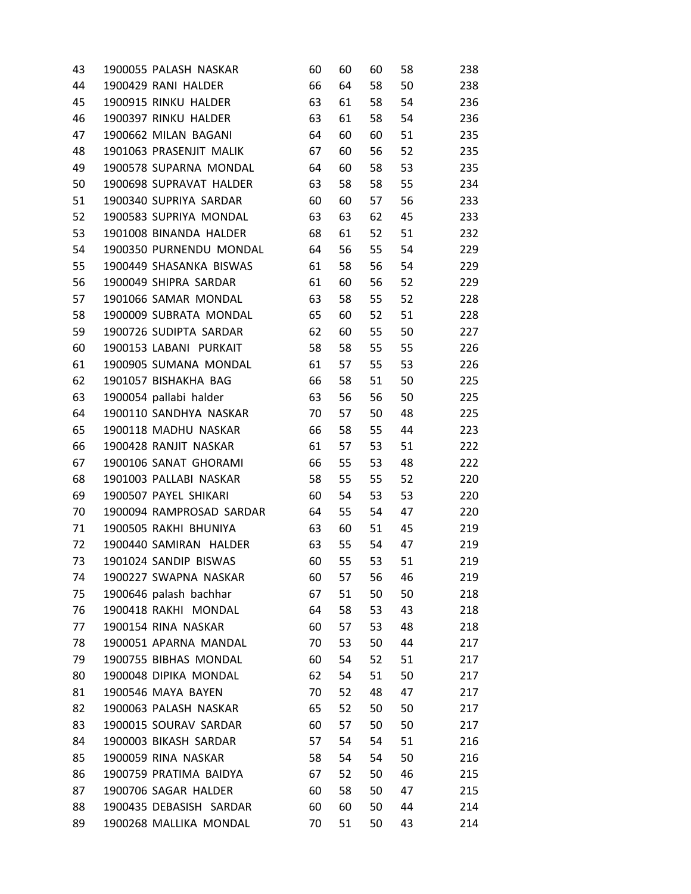| | | | | | | |
|---|---|---|---|---|---|---|
| 43 | 1900055 PALASH NASKAR | 60 | 60 | 60 | 58 | 238 |
| 44 | 1900429 RANI HALDER | 66 | 64 | 58 | 50 | 238 |
| 45 | 1900915 RINKU HALDER | 63 | 61 | 58 | 54 | 236 |
| 46 | 1900397 RINKU HALDER | 63 | 61 | 58 | 54 | 236 |
| 47 | 1900662 MILAN BAGANI | 64 | 60 | 60 | 51 | 235 |
| 48 | 1901063 PRASENJIT MALIK | 67 | 60 | 56 | 52 | 235 |
| 49 | 1900578 SUPARNA MONDAL | 64 | 60 | 58 | 53 | 235 |
| 50 | 1900698 SUPRAVAT HALDER | 63 | 58 | 58 | 55 | 234 |
| 51 | 1900340 SUPRIYA SARDAR | 60 | 60 | 57 | 56 | 233 |
| 52 | 1900583 SUPRIYA MONDAL | 63 | 63 | 62 | 45 | 233 |
| 53 | 1901008 BINANDA HALDER | 68 | 61 | 52 | 51 | 232 |
| 54 | 1900350 PURNENDU MONDAL | 64 | 56 | 55 | 54 | 229 |
| 55 | 1900449 SHASANKA BISWAS | 61 | 58 | 56 | 54 | 229 |
| 56 | 1900049 SHIPRA SARDAR | 61 | 60 | 56 | 52 | 229 |
| 57 | 1901066 SAMAR MONDAL | 63 | 58 | 55 | 52 | 228 |
| 58 | 1900009 SUBRATA MONDAL | 65 | 60 | 52 | 51 | 228 |
| 59 | 1900726 SUDIPTA SARDAR | 62 | 60 | 55 | 50 | 227 |
| 60 | 1900153 LABANI PURKAIT | 58 | 58 | 55 | 55 | 226 |
| 61 | 1900905 SUMANA MONDAL | 61 | 57 | 55 | 53 | 226 |
| 62 | 1901057 BISHAKHA BAG | 66 | 58 | 51 | 50 | 225 |
| 63 | 1900054 pallabi halder | 63 | 56 | 56 | 50 | 225 |
| 64 | 1900110 SANDHYA NASKAR | 70 | 57 | 50 | 48 | 225 |
| 65 | 1900118 MADHU NASKAR | 66 | 58 | 55 | 44 | 223 |
| 66 | 1900428 RANJIT NASKAR | 61 | 57 | 53 | 51 | 222 |
| 67 | 1900106 SANAT GHORAMI | 66 | 55 | 53 | 48 | 222 |
| 68 | 1901003 PALLABI NASKAR | 58 | 55 | 55 | 52 | 220 |
| 69 | 1900507 PAYEL SHIKARI | 60 | 54 | 53 | 53 | 220 |
| 70 | 1900094 RAMPROSAD SARDAR | 64 | 55 | 54 | 47 | 220 |
| 71 | 1900505 RAKHI BHUNIYA | 63 | 60 | 51 | 45 | 219 |
| 72 | 1900440 SAMIRAN HALDER | 63 | 55 | 54 | 47 | 219 |
| 73 | 1901024 SANDIP BISWAS | 60 | 55 | 53 | 51 | 219 |
| 74 | 1900227 SWAPNA NASKAR | 60 | 57 | 56 | 46 | 219 |
| 75 | 1900646 palash bachhar | 67 | 51 | 50 | 50 | 218 |
| 76 | 1900418 RAKHI MONDAL | 64 | 58 | 53 | 43 | 218 |
| 77 | 1900154 RINA NASKAR | 60 | 57 | 53 | 48 | 218 |
| 78 | 1900051 APARNA MANDAL | 70 | 53 | 50 | 44 | 217 |
| 79 | 1900755 BIBHAS MONDAL | 60 | 54 | 52 | 51 | 217 |
| 80 | 1900048 DIPIKA MONDAL | 62 | 54 | 51 | 50 | 217 |
| 81 | 1900546 MAYA BAYEN | 70 | 52 | 48 | 47 | 217 |
| 82 | 1900063 PALASH NASKAR | 65 | 52 | 50 | 50 | 217 |
| 83 | 1900015 SOURAV SARDAR | 60 | 57 | 50 | 50 | 217 |
| 84 | 1900003 BIKASH SARDAR | 57 | 54 | 54 | 51 | 216 |
| 85 | 1900059 RINA NASKAR | 58 | 54 | 54 | 50 | 216 |
| 86 | 1900759 PRATIMA BAIDYA | 67 | 52 | 50 | 46 | 215 |
| 87 | 1900706 SAGAR HALDER | 60 | 58 | 50 | 47 | 215 |
| 88 | 1900435 DEBASISH SARDAR | 60 | 60 | 50 | 44 | 214 |
| 89 | 1900268 MALLIKA MONDAL | 70 | 51 | 50 | 43 | 214 |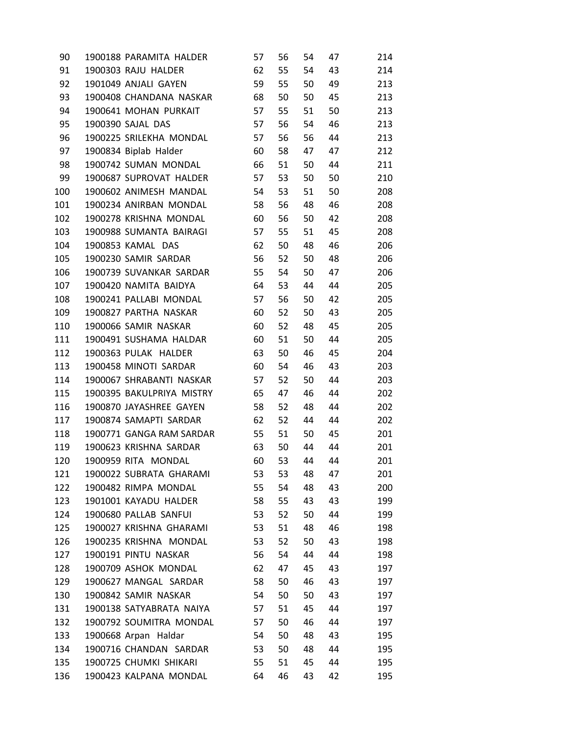| | | | | | | |
|---|---|---|---|---|---|---|
| 90 | 1900188 PARAMITA HALDER | 57 | 56 | 54 | 47 | 214 |
| 91 | 1900303 RAJU HALDER | 62 | 55 | 54 | 43 | 214 |
| 92 | 1901049 ANJALI GAYEN | 59 | 55 | 50 | 49 | 213 |
| 93 | 1900408 CHANDANA NASKAR | 68 | 50 | 50 | 45 | 213 |
| 94 | 1900641 MOHAN PURKAIT | 57 | 55 | 51 | 50 | 213 |
| 95 | 1900390 SAJAL DAS | 57 | 56 | 54 | 46 | 213 |
| 96 | 1900225 SRILEKHA MONDAL | 57 | 56 | 56 | 44 | 213 |
| 97 | 1900834 Biplab Halder | 60 | 58 | 47 | 47 | 212 |
| 98 | 1900742 SUMAN MONDAL | 66 | 51 | 50 | 44 | 211 |
| 99 | 1900687 SUPROVAT HALDER | 57 | 53 | 50 | 50 | 210 |
| 100 | 1900602 ANIMESH MANDAL | 54 | 53 | 51 | 50 | 208 |
| 101 | 1900234 ANIRBAN MONDAL | 58 | 56 | 48 | 46 | 208 |
| 102 | 1900278 KRISHNA MONDAL | 60 | 56 | 50 | 42 | 208 |
| 103 | 1900988 SUMANTA BAIRAGI | 57 | 55 | 51 | 45 | 208 |
| 104 | 1900853 KAMAL DAS | 62 | 50 | 48 | 46 | 206 |
| 105 | 1900230 SAMIR SARDAR | 56 | 52 | 50 | 48 | 206 |
| 106 | 1900739 SUVANKAR SARDAR | 55 | 54 | 50 | 47 | 206 |
| 107 | 1900420 NAMITA BAIDYA | 64 | 53 | 44 | 44 | 205 |
| 108 | 1900241 PALLABI MONDAL | 57 | 56 | 50 | 42 | 205 |
| 109 | 1900827 PARTHA NASKAR | 60 | 52 | 50 | 43 | 205 |
| 110 | 1900066 SAMIR NASKAR | 60 | 52 | 48 | 45 | 205 |
| 111 | 1900491 SUSHAMA HALDAR | 60 | 51 | 50 | 44 | 205 |
| 112 | 1900363 PULAK HALDER | 63 | 50 | 46 | 45 | 204 |
| 113 | 1900458 MINOTI SARDAR | 60 | 54 | 46 | 43 | 203 |
| 114 | 1900067 SHRABANTI NASKAR | 57 | 52 | 50 | 44 | 203 |
| 115 | 1900395 BAKULPRIYA MISTRY | 65 | 47 | 46 | 44 | 202 |
| 116 | 1900870 JAYASHREE GAYEN | 58 | 52 | 48 | 44 | 202 |
| 117 | 1900874 SAMAPTI SARDAR | 62 | 52 | 44 | 44 | 202 |
| 118 | 1900771 GANGA RAM SARDAR | 55 | 51 | 50 | 45 | 201 |
| 119 | 1900623 KRISHNA SARDAR | 63 | 50 | 44 | 44 | 201 |
| 120 | 1900959 RITA MONDAL | 60 | 53 | 44 | 44 | 201 |
| 121 | 1900022 SUBRATA GHARAMI | 53 | 53 | 48 | 47 | 201 |
| 122 | 1900482 RIMPA MONDAL | 55 | 54 | 48 | 43 | 200 |
| 123 | 1901001 KAYADU HALDER | 58 | 55 | 43 | 43 | 199 |
| 124 | 1900680 PALLAB SANFUI | 53 | 52 | 50 | 44 | 199 |
| 125 | 1900027 KRISHNA GHARAMI | 53 | 51 | 48 | 46 | 198 |
| 126 | 1900235 KRISHNA MONDAL | 53 | 52 | 50 | 43 | 198 |
| 127 | 1900191 PINTU NASKAR | 56 | 54 | 44 | 44 | 198 |
| 128 | 1900709 ASHOK MONDAL | 62 | 47 | 45 | 43 | 197 |
| 129 | 1900627 MANGAL SARDAR | 58 | 50 | 46 | 43 | 197 |
| 130 | 1900842 SAMIR NASKAR | 54 | 50 | 50 | 43 | 197 |
| 131 | 1900138 SATYABRATA NAIYA | 57 | 51 | 45 | 44 | 197 |
| 132 | 1900792 SOUMITRA MONDAL | 57 | 50 | 46 | 44 | 197 |
| 133 | 1900668 Arpan Haldar | 54 | 50 | 48 | 43 | 195 |
| 134 | 1900716 CHANDAN SARDAR | 53 | 50 | 48 | 44 | 195 |
| 135 | 1900725 CHUMKI SHIKARI | 55 | 51 | 45 | 44 | 195 |
| 136 | 1900423 KALPANA MONDAL | 64 | 46 | 43 | 42 | 195 |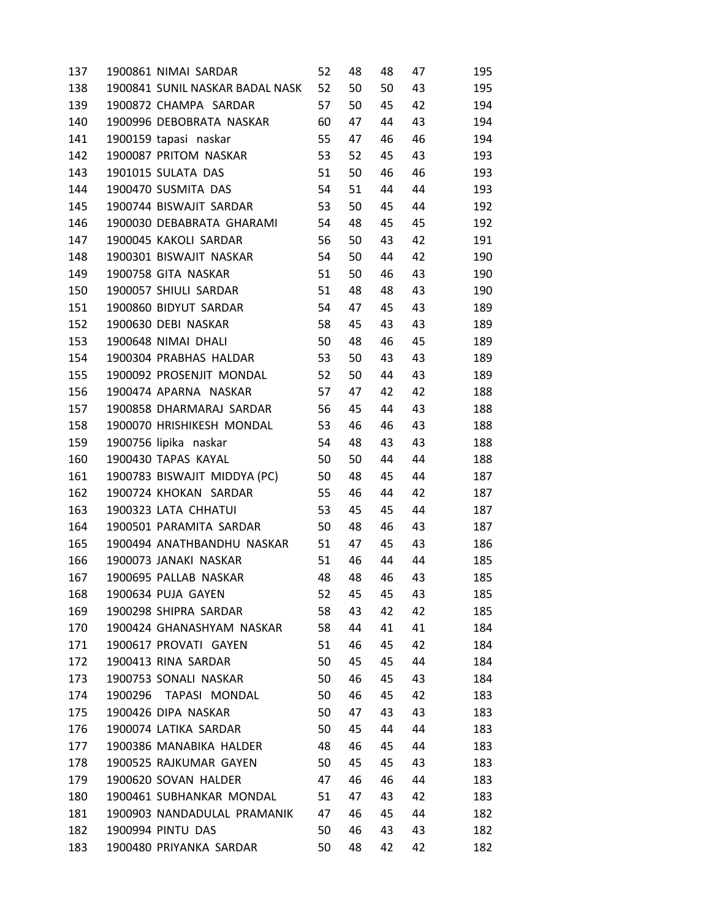| | | | | | | |
|---|---|---|---|---|---|---|
| 137 | 1900861 NIMAI SARDAR | 52 | 48 | 48 | 47 | 195 |
| 138 | 1900841 SUNIL NASKAR BADAL NASK | 52 | 50 | 50 | 43 | 195 |
| 139 | 1900872 CHAMPA SARDAR | 57 | 50 | 45 | 42 | 194 |
| 140 | 1900996 DEBOBRATA NASKAR | 60 | 47 | 44 | 43 | 194 |
| 141 | 1900159 tapasi naskar | 55 | 47 | 46 | 46 | 194 |
| 142 | 1900087 PRITOM NASKAR | 53 | 52 | 45 | 43 | 193 |
| 143 | 1901015 SULATA DAS | 51 | 50 | 46 | 46 | 193 |
| 144 | 1900470 SUSMITA DAS | 54 | 51 | 44 | 44 | 193 |
| 145 | 1900744 BISWAJIT SARDAR | 53 | 50 | 45 | 44 | 192 |
| 146 | 1900030 DEBABRATA GHARAMI | 54 | 48 | 45 | 45 | 192 |
| 147 | 1900045 KAKOLI SARDAR | 56 | 50 | 43 | 42 | 191 |
| 148 | 1900301 BISWAJIT NASKAR | 54 | 50 | 44 | 42 | 190 |
| 149 | 1900758 GITA NASKAR | 51 | 50 | 46 | 43 | 190 |
| 150 | 1900057 SHIULI SARDAR | 51 | 48 | 48 | 43 | 190 |
| 151 | 1900860 BIDYUT SARDAR | 54 | 47 | 45 | 43 | 189 |
| 152 | 1900630 DEBI NASKAR | 58 | 45 | 43 | 43 | 189 |
| 153 | 1900648 NIMAI DHALI | 50 | 48 | 46 | 45 | 189 |
| 154 | 1900304 PRABHAS HALDAR | 53 | 50 | 43 | 43 | 189 |
| 155 | 1900092 PROSENJIT MONDAL | 52 | 50 | 44 | 43 | 189 |
| 156 | 1900474 APARNA NASKAR | 57 | 47 | 42 | 42 | 188 |
| 157 | 1900858 DHARMARAJ SARDAR | 56 | 45 | 44 | 43 | 188 |
| 158 | 1900070 HRISHIKESH MONDAL | 53 | 46 | 46 | 43 | 188 |
| 159 | 1900756 lipika naskar | 54 | 48 | 43 | 43 | 188 |
| 160 | 1900430 TAPAS KAYAL | 50 | 50 | 44 | 44 | 188 |
| 161 | 1900783 BISWAJIT MIDDYA (PC) | 50 | 48 | 45 | 44 | 187 |
| 162 | 1900724 KHOKAN SARDAR | 55 | 46 | 44 | 42 | 187 |
| 163 | 1900323 LATA CHHATUI | 53 | 45 | 45 | 44 | 187 |
| 164 | 1900501 PARAMITA SARDAR | 50 | 48 | 46 | 43 | 187 |
| 165 | 1900494 ANATHBANDHU NASKAR | 51 | 47 | 45 | 43 | 186 |
| 166 | 1900073 JANAKI NASKAR | 51 | 46 | 44 | 44 | 185 |
| 167 | 1900695 PALLAB NASKAR | 48 | 48 | 46 | 43 | 185 |
| 168 | 1900634 PUJA GAYEN | 52 | 45 | 45 | 43 | 185 |
| 169 | 1900298 SHIPRA SARDAR | 58 | 43 | 42 | 42 | 185 |
| 170 | 1900424 GHANASHYAM NASKAR | 58 | 44 | 41 | 41 | 184 |
| 171 | 1900617 PROVATI GAYEN | 51 | 46 | 45 | 42 | 184 |
| 172 | 1900413 RINA SARDAR | 50 | 45 | 45 | 44 | 184 |
| 173 | 1900753 SONALI NASKAR | 50 | 46 | 45 | 43 | 184 |
| 174 | 1900296 TAPASI MONDAL | 50 | 46 | 45 | 42 | 183 |
| 175 | 1900426 DIPA NASKAR | 50 | 47 | 43 | 43 | 183 |
| 176 | 1900074 LATIKA SARDAR | 50 | 45 | 44 | 44 | 183 |
| 177 | 1900386 MANABIKA HALDER | 48 | 46 | 45 | 44 | 183 |
| 178 | 1900525 RAJKUMAR GAYEN | 50 | 45 | 45 | 43 | 183 |
| 179 | 1900620 SOVAN HALDER | 47 | 46 | 46 | 44 | 183 |
| 180 | 1900461 SUBHANKAR MONDAL | 51 | 47 | 43 | 42 | 183 |
| 181 | 1900903 NANDADULAL PRAMANIK | 47 | 46 | 45 | 44 | 182 |
| 182 | 1900994 PINTU DAS | 50 | 46 | 43 | 43 | 182 |
| 183 | 1900480 PRIYANKA SARDAR | 50 | 48 | 42 | 42 | 182 |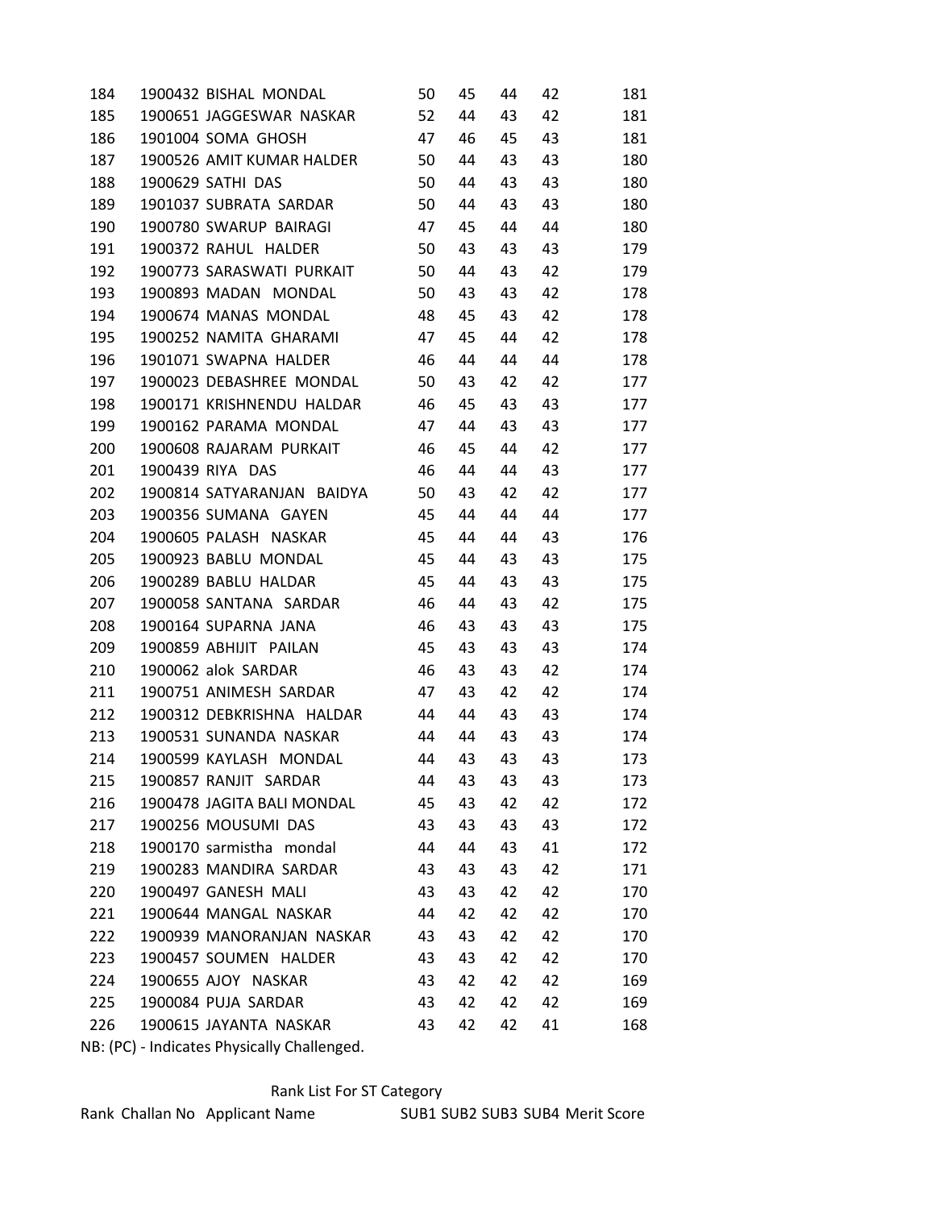| Rank | Challan No | Applicant Name | SUB1 | SUB2 | SUB3 | SUB4 | Merit Score |
|---|---|---|---|---|---|---|---|
| 184 | 1900432 | BISHAL MONDAL | 50 | 45 | 44 | 42 | 181 |
| 185 | 1900651 | JAGGESWAR NASKAR | 52 | 44 | 43 | 42 | 181 |
| 186 | 1901004 | SOMA GHOSH | 47 | 46 | 45 | 43 | 181 |
| 187 | 1900526 | AMIT KUMAR HALDER | 50 | 44 | 43 | 43 | 180 |
| 188 | 1900629 | SATHI DAS | 50 | 44 | 43 | 43 | 180 |
| 189 | 1901037 | SUBRATA SARDAR | 50 | 44 | 43 | 43 | 180 |
| 190 | 1900780 | SWARUP BAIRAGI | 47 | 45 | 44 | 44 | 180 |
| 191 | 1900372 | RAHUL HALDER | 50 | 43 | 43 | 43 | 179 |
| 192 | 1900773 | SARASWATI PURKAIT | 50 | 44 | 43 | 42 | 179 |
| 193 | 1900893 | MADAN MONDAL | 50 | 43 | 43 | 42 | 178 |
| 194 | 1900674 | MANAS MONDAL | 48 | 45 | 43 | 42 | 178 |
| 195 | 1900252 | NAMITA GHARAMI | 47 | 45 | 44 | 42 | 178 |
| 196 | 1901071 | SWAPNA HALDER | 46 | 44 | 44 | 44 | 178 |
| 197 | 1900023 | DEBASHREE MONDAL | 50 | 43 | 42 | 42 | 177 |
| 198 | 1900171 | KRISHNENDU HALDAR | 46 | 45 | 43 | 43 | 177 |
| 199 | 1900162 | PARAMA MONDAL | 47 | 44 | 43 | 43 | 177 |
| 200 | 1900608 | RAJARAM PURKAIT | 46 | 45 | 44 | 42 | 177 |
| 201 | 1900439 | RIYA DAS | 46 | 44 | 44 | 43 | 177 |
| 202 | 1900814 | SATYARANJAN BAIDYA | 50 | 43 | 42 | 42 | 177 |
| 203 | 1900356 | SUMANA GAYEN | 45 | 44 | 44 | 44 | 177 |
| 204 | 1900605 | PALASH NASKAR | 45 | 44 | 44 | 43 | 176 |
| 205 | 1900923 | BABLU MONDAL | 45 | 44 | 43 | 43 | 175 |
| 206 | 1900289 | BABLU HALDAR | 45 | 44 | 43 | 43 | 175 |
| 207 | 1900058 | SANTANA SARDAR | 46 | 44 | 43 | 42 | 175 |
| 208 | 1900164 | SUPARNA JANA | 46 | 43 | 43 | 43 | 175 |
| 209 | 1900859 | ABHIJIT PAILAN | 45 | 43 | 43 | 43 | 174 |
| 210 | 1900062 | alok SARDAR | 46 | 43 | 43 | 42 | 174 |
| 211 | 1900751 | ANIMESH SARDAR | 47 | 43 | 42 | 42 | 174 |
| 212 | 1900312 | DEBKRISHNA HALDAR | 44 | 44 | 43 | 43 | 174 |
| 213 | 1900531 | SUNANDA NASKAR | 44 | 44 | 43 | 43 | 174 |
| 214 | 1900599 | KAYLASH MONDAL | 44 | 43 | 43 | 43 | 173 |
| 215 | 1900857 | RANJIT SARDAR | 44 | 43 | 43 | 43 | 173 |
| 216 | 1900478 | JAGITA BALI MONDAL | 45 | 43 | 42 | 42 | 172 |
| 217 | 1900256 | MOUSUMI DAS | 43 | 43 | 43 | 43 | 172 |
| 218 | 1900170 | sarmistha mondal | 44 | 44 | 43 | 41 | 172 |
| 219 | 1900283 | MANDIRA SARDAR | 43 | 43 | 43 | 42 | 171 |
| 220 | 1900497 | GANESH MALI | 43 | 43 | 42 | 42 | 170 |
| 221 | 1900644 | MANGAL NASKAR | 44 | 42 | 42 | 42 | 170 |
| 222 | 1900939 | MANORANJAN NASKAR | 43 | 43 | 42 | 42 | 170 |
| 223 | 1900457 | SOUMEN HALDER | 43 | 43 | 42 | 42 | 170 |
| 224 | 1900655 | AJOY NASKAR | 43 | 42 | 42 | 42 | 169 |
| 225 | 1900084 | PUJA SARDAR | 43 | 42 | 42 | 42 | 169 |
| 226 | 1900615 | JAYANTA NASKAR | 43 | 42 | 42 | 41 | 168 |

NB: (PC) - Indicates Physically Challenged.

## Rank List For ST Category

| Rank | Challan No | Applicant Name | SUB1 | SUB2 | SUB3 | SUB4 | Merit Score |
|---|---|---|---|---|---|---|---|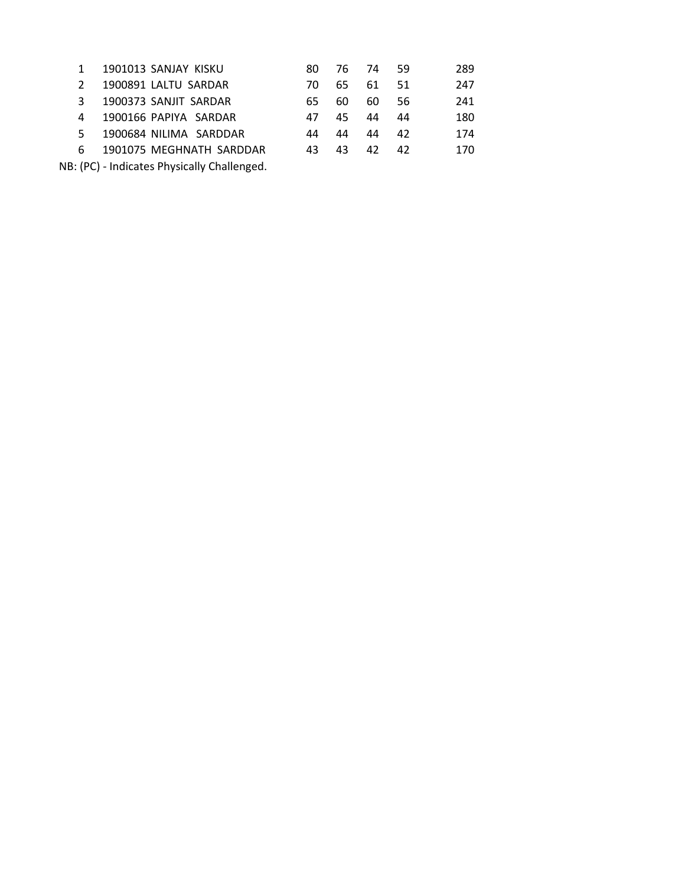| | | | | | | | |
|---|---|---|---|---|---|---|---|
| 1 | 1901013 | SANJAY KISKU | 80 | 76 | 74 | 59 | 289 |
| 2 | 1900891 | LALTU SARDAR | 70 | 65 | 61 | 51 | 247 |
| 3 | 1900373 | SANJIT SARDAR | 65 | 60 | 60 | 56 | 241 |
| 4 | 1900166 | PAPIYA SARDAR | 47 | 45 | 44 | 44 | 180 |
| 5 | 1900684 | NILIMA SARDDAR | 44 | 44 | 44 | 42 | 174 |
| 6 | 1901075 | MEGHNATH SARDDAR | 43 | 43 | 42 | 42 | 170 |

NB: (PC) - Indicates Physically Challenged.